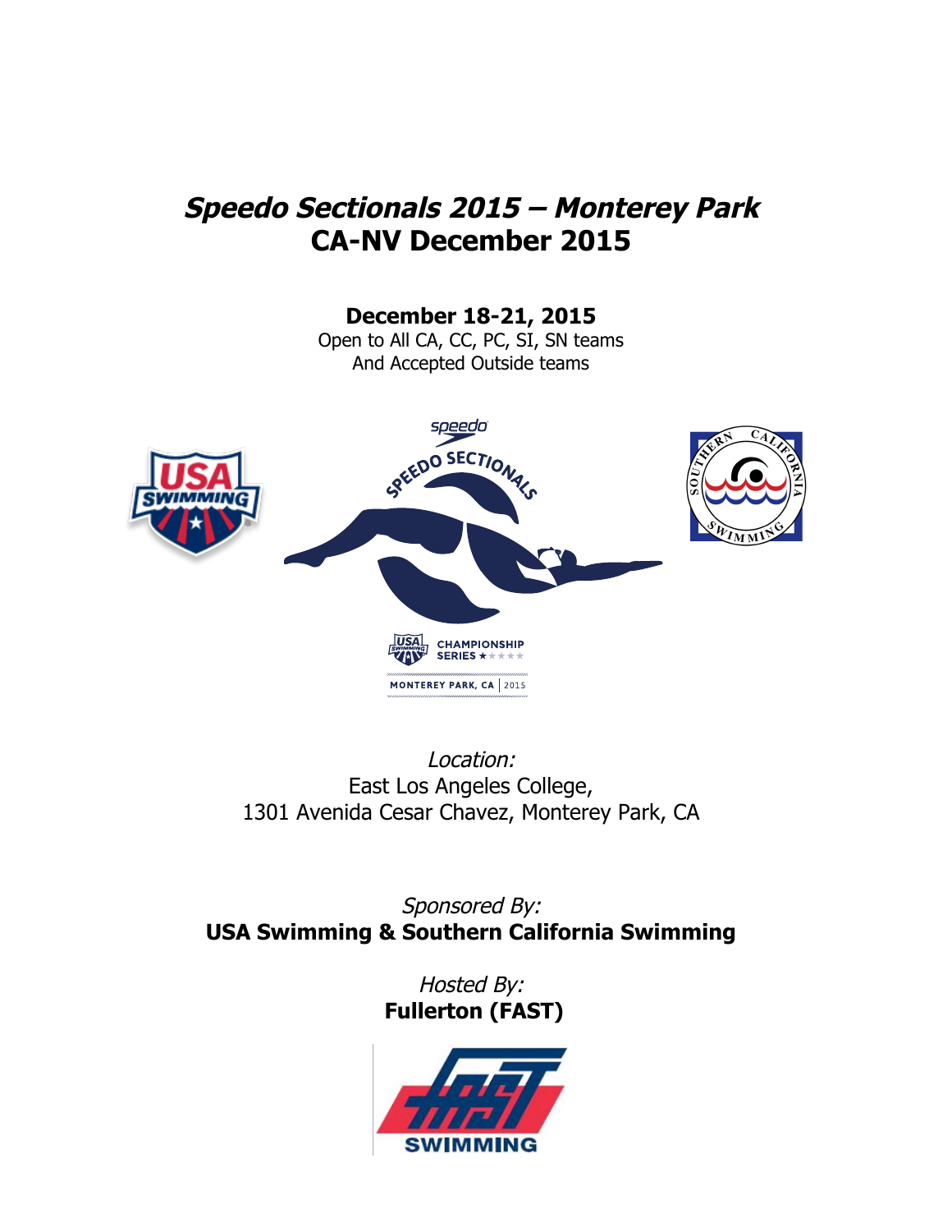# *Speedo Sectionals 2015 – Monterey Park*
# CA-NV December 2015

**December 18-21, 2015**

Open to All CA, CC, PC, SI, SN teams
And Accepted Outside teams

*Location:*
East Los Angeles College,
1301 Avenida Cesar Chavez, Monterey Park, CA

*Sponsored By:*
**USA Swimming & Southern California Swimming**

*Hosted By:*
**Fullerton (FAST)**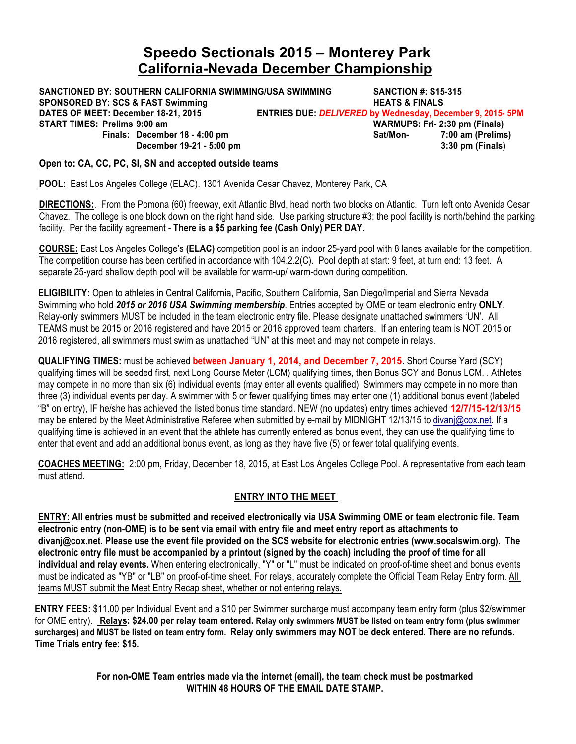# Speedo Sectionals 2015 – Monterey Park
## California-Nevada December Championship

**SANCTIONED BY: SOUTHERN CALIFORNIA SWIMMING/USA SWIMMING** **SANCTION #: S15-315**
**SPONSORED BY: SCS & FAST Swimming** **HEATS & FINALS**
**DATES OF MEET: December 18-21, 2015** **ENTRIES DUE: *DELIVERED* by Wednesday, December 9, 2015- 5PM**
**START TIMES: Prelims 9:00 am** **WARMUPS: Fri- 2:30 pm (Finals)**
**Finals: December 18 - 4:00 pm** **Sat/Mon- 7:00 am (Prelims)**
**December 19-21 - 5:00 pm** **3:30 pm (Finals)**

**Open to: CA, CC, PC, SI, SN and accepted outside teams**

**POOL:** East Los Angeles College (ELAC). 1301 Avenida Cesar Chavez, Monterey Park, CA

**DIRECTIONS:**. From the Pomona (60) freeway, exit Atlantic Blvd, head north two blocks on Atlantic. Turn left onto Avenida Cesar Chavez. The college is one block down on the right hand side. Use parking structure #3; the pool facility is north/behind the parking facility. Per the facility agreement - **There is a $5 parking fee (Cash Only) PER DAY.**

**COURSE:** East Los Angeles College's **(ELAC)** competition pool is an indoor 25-yard pool with 8 lanes available for the competition. The competition course has been certified in accordance with 104.2.2(C). Pool depth at start: 9 feet, at turn end: 13 feet. A separate 25-yard shallow depth pool will be available for warm-up/ warm-down during competition.

**ELIGIBILITY:** Open to athletes in Central California, Pacific, Southern California, San Diego/Imperial and Sierra Nevada Swimming who hold ***2015 or 2016 USA Swimming membership***. Entries accepted by OME or team electronic entry **ONLY**. Relay-only swimmers MUST be included in the team electronic entry file. Please designate unattached swimmers 'UN'. All TEAMS must be 2015 or 2016 registered and have 2015 or 2016 approved team charters. If an entering team is NOT 2015 or 2016 registered, all swimmers must swim as unattached "UN" at this meet and may not compete in relays.

**QUALIFYING TIMES:** must be achieved **between January 1, 2014, and December 7, 2015**. Short Course Yard (SCY) qualifying times will be seeded first, next Long Course Meter (LCM) qualifying times, then Bonus SCY and Bonus LCM. . Athletes may compete in no more than six (6) individual events (may enter all events qualified). Swimmers may compete in no more than three (3) individual events per day. A swimmer with 5 or fewer qualifying times may enter one (1) additional bonus event (labeled "B" on entry), IF he/she has achieved the listed bonus time standard. NEW (no updates) entry times achieved **12/7/15-12/13/15** may be entered by the Meet Administrative Referee when submitted by e-mail by MIDNIGHT 12/13/15 to divanj@cox.net. If a qualifying time is achieved in an event that the athlete has currently entered as bonus event, they can use the qualifying time to enter that event and add an additional bonus event, as long as they have five (5) or fewer total qualifying events.

**COACHES MEETING:** 2:00 pm, Friday, December 18, 2015, at East Los Angeles College Pool. A representative from each team must attend.

## ENTRY INTO THE MEET

**ENTRY: All entries must be submitted and received electronically via USA Swimming OME or team electronic file. Team electronic entry (non-OME) is to be sent via email with entry file and meet entry report as attachments to divanj@cox.net. Please use the event file provided on the SCS website for electronic entries (www.socalswim.org). The electronic entry file must be accompanied by a printout (signed by the coach) including the proof of time for all individual and relay events.** When entering electronically, "Y" or "L" must be indicated on proof-of-time sheet and bonus events must be indicated as "YB" or "LB" on proof-of-time sheet. For relays, accurately complete the Official Team Relay Entry form. All teams MUST submit the Meet Entry Recap sheet, whether or not entering relays.

**ENTRY FEES:** $11.00 per Individual Event and a $10 per Swimmer surcharge must accompany team entry form (plus $2/swimmer for OME entry). **Relays: $24.00 per relay team entered. Relay only swimmers MUST be listed on team entry form (plus swimmer surcharges) and MUST be listed on team entry form. Relay only swimmers may NOT be deck entered. There are no refunds. Time Trials entry fee: $15.**

**For non-OME Team entries made via the internet (email), the team check must be postmarked WITHIN 48 HOURS OF THE EMAIL DATE STAMP.**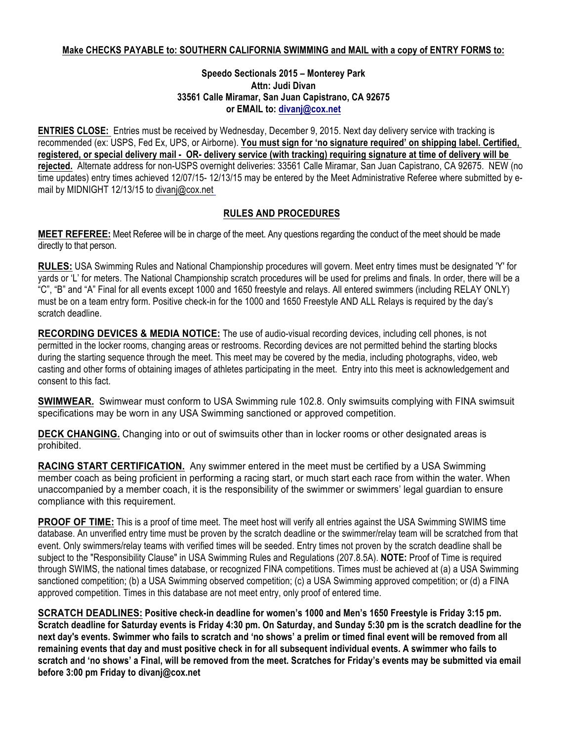**Make CHECKS PAYABLE to: SOUTHERN CALIFORNIA SWIMMING and MAIL with a copy of ENTRY FORMS to:**

**Speedo Sectionals 2015 – Monterey Park**
**Attn: Judi Divan**
**33561 Calle Miramar, San Juan Capistrano, CA 92675**
**or EMAIL to: divanj@cox.net**

**ENTRIES CLOSE:** Entries must be received by Wednesday, December 9, 2015. Next day delivery service with tracking is recommended (ex: USPS, Fed Ex, UPS, or Airborne). **You must sign for 'no signature required' on shipping label. Certified, registered, or special delivery mail - OR- delivery service (with tracking) requiring signature at time of delivery will be rejected.** Alternate address for non-USPS overnight deliveries: 33561 Calle Miramar, San Juan Capistrano, CA 92675. NEW (no time updates) entry times achieved 12/07/15- 12/13/15 may be entered by the Meet Administrative Referee where submitted by e-mail by MIDNIGHT 12/13/15 to divanj@cox.net

## RULES AND PROCEDURES

**MEET REFEREE:** Meet Referee will be in charge of the meet. Any questions regarding the conduct of the meet should be made directly to that person.

**RULES:** USA Swimming Rules and National Championship procedures will govern. Meet entry times must be designated 'Y' for yards or 'L' for meters. The National Championship scratch procedures will be used for prelims and finals. In order, there will be a "C", "B" and "A" Final for all events except 1000 and 1650 freestyle and relays. All entered swimmers (including RELAY ONLY) must be on a team entry form. Positive check-in for the 1000 and 1650 Freestyle AND ALL Relays is required by the day's scratch deadline.

**RECORDING DEVICES & MEDIA NOTICE:** The use of audio-visual recording devices, including cell phones, is not permitted in the locker rooms, changing areas or restrooms. Recording devices are not permitted behind the starting blocks during the starting sequence through the meet. This meet may be covered by the media, including photographs, video, web casting and other forms of obtaining images of athletes participating in the meet. Entry into this meet is acknowledgement and consent to this fact.

**SWIMWEAR.** Swimwear must conform to USA Swimming rule 102.8. Only swimsuits complying with FINA swimsuit specifications may be worn in any USA Swimming sanctioned or approved competition.

**DECK CHANGING.** Changing into or out of swimsuits other than in locker rooms or other designated areas is prohibited.

**RACING START CERTIFICATION.** Any swimmer entered in the meet must be certified by a USA Swimming member coach as being proficient in performing a racing start, or much start each race from within the water. When unaccompanied by a member coach, it is the responsibility of the swimmer or swimmers' legal guardian to ensure compliance with this requirement.

**PROOF OF TIME:** This is a proof of time meet. The meet host will verify all entries against the USA Swimming SWIMS time database. An unverified entry time must be proven by the scratch deadline or the swimmer/relay team will be scratched from that event. Only swimmers/relay teams with verified times will be seeded. Entry times not proven by the scratch deadline shall be subject to the "Responsibility Clause" in USA Swimming Rules and Regulations (207.8.5A). **NOTE:** Proof of Time is required through SWIMS, the national times database, or recognized FINA competitions. Times must be achieved at (a) a USA Swimming sanctioned competition; (b) a USA Swimming observed competition; (c) a USA Swimming approved competition; or (d) a FINA approved competition. Times in this database are not meet entry, only proof of entered time.

**SCRATCH DEADLINES: Positive check-in deadline for women's 1000 and Men's 1650 Freestyle is Friday 3:15 pm. Scratch deadline for Saturday events is Friday 4:30 pm. On Saturday, and Sunday 5:30 pm is the scratch deadline for the next day's events. Swimmer who fails to scratch and 'no shows' a prelim or timed final event will be removed from all remaining events that day and must positive check in for all subsequent individual events. A swimmer who fails to scratch and 'no shows' a Final, will be removed from the meet. Scratches for Friday's events may be submitted via email before 3:00 pm Friday to divanj@cox.net**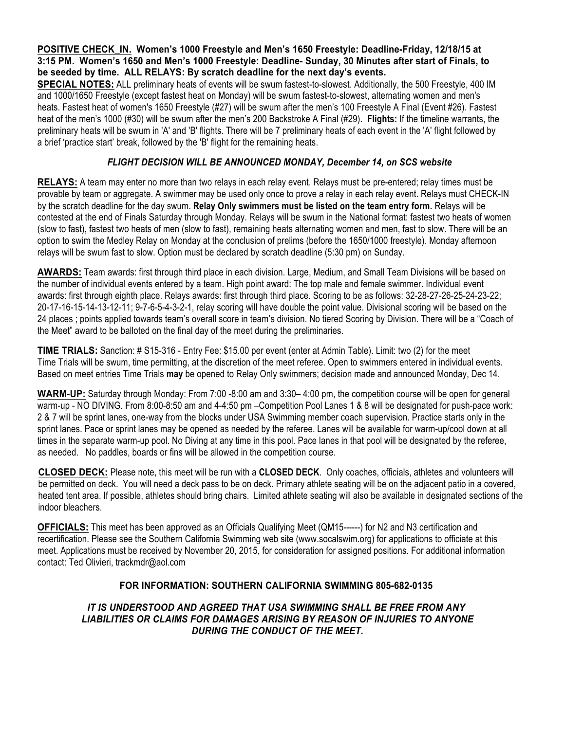**POSITIVE CHECK_IN. Women's 1000 Freestyle and Men's 1650 Freestyle: Deadline-Friday, 12/18/15 at 3:15 PM. Women's 1650 and Men's 1000 Freestyle: Deadline- Sunday, 30 Minutes after start of Finals, to be seeded by time. ALL RELAYS: By scratch deadline for the next day's events.**

**SPECIAL NOTES:** ALL preliminary heats of events will be swum fastest-to-slowest. Additionally, the 500 Freestyle, 400 IM and 1000/1650 Freestyle (except fastest heat on Monday) will be swum fastest-to-slowest, alternating women and men's heats. Fastest heat of women's 1650 Freestyle (#27) will be swum after the men's 100 Freestyle A Final (Event #26). Fastest heat of the men's 1000 (#30) will be swum after the men's 200 Backstroke A Final (#29). **Flights:** If the timeline warrants, the preliminary heats will be swum in 'A' and 'B' flights. There will be 7 preliminary heats of each event in the 'A' flight followed by a brief 'practice start' break, followed by the 'B' flight for the remaining heats.

***FLIGHT DECISION WILL BE ANNOUNCED MONDAY, December 14, on SCS website***

**RELAYS:** A team may enter no more than two relays in each relay event. Relays must be pre-entered; relay times must be provable by team or aggregate. A swimmer may be used only once to prove a relay in each relay event. Relays must CHECK-IN by the scratch deadline for the day swum. **Relay Only swimmers must be listed on the team entry form.** Relays will be contested at the end of Finals Saturday through Monday. Relays will be swum in the National format: fastest two heats of women (slow to fast), fastest two heats of men (slow to fast), remaining heats alternating women and men, fast to slow. There will be an option to swim the Medley Relay on Monday at the conclusion of prelims (before the 1650/1000 freestyle). Monday afternoon relays will be swum fast to slow. Option must be declared by scratch deadline (5:30 pm) on Sunday.

**AWARDS:** Team awards: first through third place in each division. Large, Medium, and Small Team Divisions will be based on the number of individual events entered by a team. High point award: The top male and female swimmer. Individual event awards: first through eighth place. Relays awards: first through third place. Scoring to be as follows: 32-28-27-26-25-24-23-22; 20-17-16-15-14-13-12-11; 9-7-6-5-4-3-2-1, relay scoring will have double the point value. Divisional scoring will be based on the 24 places ; points applied towards team's overall score in team's division. No tiered Scoring by Division. There will be a "Coach of the Meet" award to be balloted on the final day of the meet during the preliminaries.

**TIME TRIALS:** Sanction: # S15-316 - Entry Fee: $15.00 per event (enter at Admin Table). Limit: two (2) for the meet Time Trials will be swum, time permitting, at the discretion of the meet referee. Open to swimmers entered in individual events. Based on meet entries Time Trials **may** be opened to Relay Only swimmers; decision made and announced Monday, Dec 14.

**WARM-UP:** Saturday through Monday: From 7:00 -8:00 am and 3:30– 4:00 pm, the competition course will be open for general warm-up - NO DIVING. From 8:00-8:50 am and 4-4:50 pm –Competition Pool Lanes 1 & 8 will be designated for push-pace work: 2 & 7 will be sprint lanes, one-way from the blocks under USA Swimming member coach supervision. Practice starts only in the sprint lanes. Pace or sprint lanes may be opened as needed by the referee. Lanes will be available for warm-up/cool down at all times in the separate warm-up pool. No Diving at any time in this pool. Pace lanes in that pool will be designated by the referee, as needed. No paddles, boards or fins will be allowed in the competition course.

**CLOSED DECK:** Please note, this meet will be run with a **CLOSED DECK**. Only coaches, officials, athletes and volunteers will be permitted on deck. You will need a deck pass to be on deck. Primary athlete seating will be on the adjacent patio in a covered, heated tent area. If possible, athletes should bring chairs. Limited athlete seating will also be available in designated sections of the indoor bleachers.

**OFFICIALS:** This meet has been approved as an Officials Qualifying Meet (QM15------) for N2 and N3 certification and recertification. Please see the Southern California Swimming web site (www.socalswim.org) for applications to officiate at this meet. Applications must be received by November 20, 2015, for consideration for assigned positions. For additional information contact: Ted Olivieri, trackmdr@aol.com

**FOR INFORMATION: SOUTHERN CALIFORNIA SWIMMING 805-682-0135**

***IT IS UNDERSTOOD AND AGREED THAT USA SWIMMING SHALL BE FREE FROM ANY LIABILITIES OR CLAIMS FOR DAMAGES ARISING BY REASON OF INJURIES TO ANYONE DURING THE CONDUCT OF THE MEET.***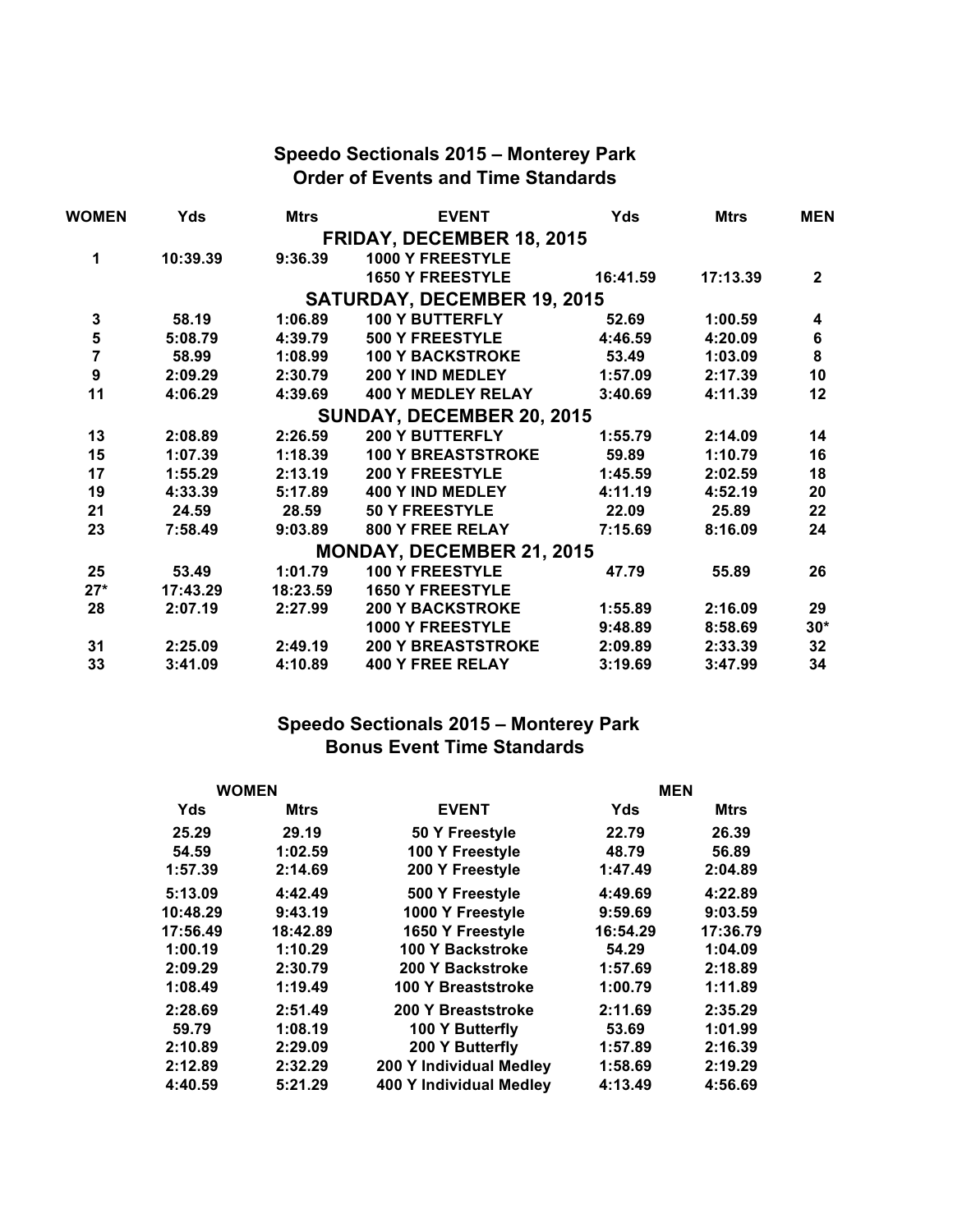## Speedo Sectionals 2015 – Monterey Park
## Order of Events and Time Standards

| WOMEN | Yds | Mtrs | EVENT | Yds | Mtrs | MEN |
|---|---|---|---|---|---|---|
| | | | **FRIDAY, DECEMBER 18, 2015** | | | |
| 1 | 10:39.39 | 9:36.39 | 1000 Y FREESTYLE | | | |
| | | | 1650 Y FREESTYLE | 16:41.59 | 17:13.39 | 2 |
| | | | **SATURDAY, DECEMBER 19, 2015** | | | |
| 3 | 58.19 | 1:06.89 | 100 Y BUTTERFLY | 52.69 | 1:00.59 | 4 |
| 5 | 5:08.79 | 4:39.79 | 500 Y FREESTYLE | 4:46.59 | 4:20.09 | 6 |
| 7 | 58.99 | 1:08.99 | 100 Y BACKSTROKE | 53.49 | 1:03.09 | 8 |
| 9 | 2:09.29 | 2:30.79 | 200 Y IND MEDLEY | 1:57.09 | 2:17.39 | 10 |
| 11 | 4:06.29 | 4:39.69 | 400 Y MEDLEY RELAY | 3:40.69 | 4:11.39 | 12 |
| | | | **SUNDAY, DECEMBER 20, 2015** | | | |
| 13 | 2:08.89 | 2:26.59 | 200 Y BUTTERFLY | 1:55.79 | 2:14.09 | 14 |
| 15 | 1:07.39 | 1:18.39 | 100 Y BREASTSTROKE | 59.89 | 1:10.79 | 16 |
| 17 | 1:55.29 | 2:13.19 | 200 Y FREESTYLE | 1:45.59 | 2:02.59 | 18 |
| 19 | 4:33.39 | 5:17.89 | 400 Y IND MEDLEY | 4:11.19 | 4:52.19 | 20 |
| 21 | 24.59 | 28.59 | 50 Y FREESTYLE | 22.09 | 25.89 | 22 |
| 23 | 7:58.49 | 9:03.89 | 800 Y FREE RELAY | 7:15.69 | 8:16.09 | 24 |
| | | | **MONDAY, DECEMBER 21, 2015** | | | |
| 25 | 53.49 | 1:01.79 | 100 Y FREESTYLE | 47.79 | 55.89 | 26 |
| 27* | 17:43.29 | 18:23.59 | 1650 Y FREESTYLE | | | |
| 28 | 2:07.19 | 2:27.99 | 200 Y BACKSTROKE | 1:55.89 | 2:16.09 | 29 |
| | | | 1000 Y FREESTYLE | 9:48.89 | 8:58.69 | 30* |
| 31 | 2:25.09 | 2:49.19 | 200 Y BREASTSTROKE | 2:09.89 | 2:33.39 | 32 |
| 33 | 3:41.09 | 4:10.89 | 400 Y FREE RELAY | 3:19.69 | 3:47.99 | 34 |

## Speedo Sectionals 2015 – Monterey Park
## Bonus Event Time Standards

| WOMEN | | | MEN | |
|---|---|---|---|---|
| Yds | Mtrs | EVENT | Yds | Mtrs |
| 25.29 | 29.19 | 50 Y Freestyle | 22.79 | 26.39 |
| 54.59 | 1:02.59 | 100 Y Freestyle | 48.79 | 56.89 |
| 1:57.39 | 2:14.69 | 200 Y Freestyle | 1:47.49 | 2:04.89 |
| 5:13.09 | 4:42.49 | 500 Y Freestyle | 4:49.69 | 4:22.89 |
| 10:48.29 | 9:43.19 | 1000 Y Freestyle | 9:59.69 | 9:03.59 |
| 17:56.49 | 18:42.89 | 1650 Y Freestyle | 16:54.29 | 17:36.79 |
| 1:00.19 | 1:10.29 | 100 Y Backstroke | 54.29 | 1:04.09 |
| 2:09.29 | 2:30.79 | 200 Y Backstroke | 1:57.69 | 2:18.89 |
| 1:08.49 | 1:19.49 | 100 Y Breaststroke | 1:00.79 | 1:11.89 |
| 2:28.69 | 2:51.49 | 200 Y Breaststroke | 2:11.69 | 2:35.29 |
| 59.79 | 1:08.19 | 100 Y Butterfly | 53.69 | 1:01.99 |
| 2:10.89 | 2:29.09 | 200 Y Butterfly | 1:57.89 | 2:16.39 |
| 2:12.89 | 2:32.29 | 200 Y Individual Medley | 1:58.69 | 2:19.29 |
| 4:40.59 | 5:21.29 | 400 Y Individual Medley | 4:13.49 | 4:56.69 |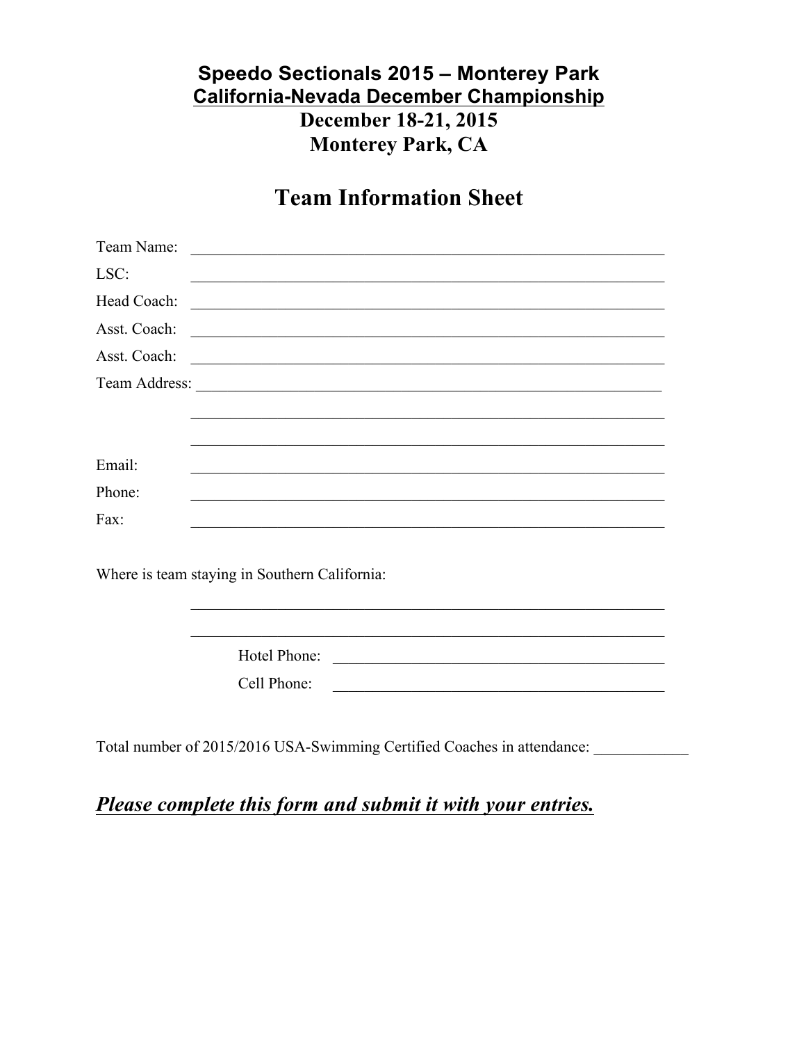**Speedo Sectionals 2015 – Monterey Park**
**California-Nevada December Championship**
**December 18-21, 2015**
**Monterey Park, CA**

# Team Information Sheet

Team Name: ______________________________________________

LSC: ______________________________________________

Head Coach: ______________________________________________

Asst. Coach: ______________________________________________

Asst. Coach: ______________________________________________

Team Address: ______________________________________________

______________________________________________

______________________________________________

Email: ______________________________________________

Phone: ______________________________________________

Fax: ______________________________________________

Where is team staying in Southern California:

______________________________________________

______________________________________________

Hotel Phone: ______________________________

Cell Phone: ______________________________

Total number of 2015/2016 USA-Swimming Certified Coaches in attendance: ____________

***Please complete this form and submit it with your entries.***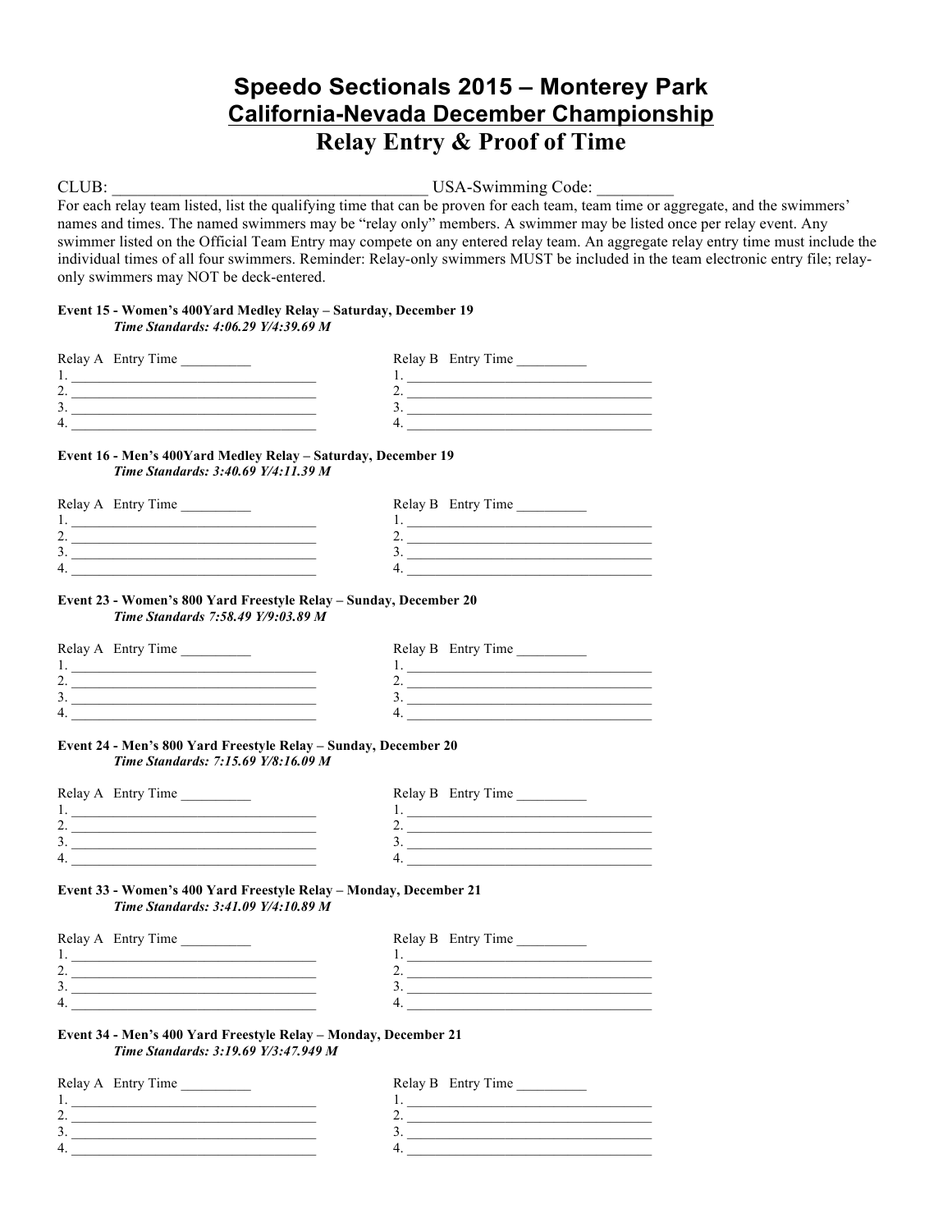# Speedo Sectionals 2015 – Monterey Park

## California-Nevada December Championship

## Relay Entry & Proof of Time

CLUB: ______________________________________ USA-Swimming Code: _________

For each relay team listed, list the qualifying time that can be proven for each team, team time or aggregate, and the swimmers' names and times. The named swimmers may be "relay only" members. A swimmer may be listed once per relay event. Any swimmer listed on the Official Team Entry may compete on any entered relay team. An aggregate relay entry time must include the individual times of all four swimmers. Reminder: Relay-only swimmers MUST be included in the team electronic entry file; relay-only swimmers may NOT be deck-entered.

**Event 15 - Women's 400Yard Medley Relay – Saturday, December 19**

***Time Standards: 4:06.29 Y/4:39.69 M***

| Relay A Entry Time __________ | Relay B Entry Time __________ |
|---|---|
| 1. ___________________________________ | 1. ___________________________________ |
| 2. ___________________________________ | 2. ___________________________________ |
| 3. ___________________________________ | 3. ___________________________________ |
| 4. ___________________________________ | 4. ___________________________________ |

**Event 16 - Men's 400Yard Medley Relay – Saturday, December 19**

***Time Standards: 3:40.69 Y/4:11.39 M***

| Relay A Entry Time __________ | Relay B Entry Time __________ |
|---|---|
| 1. ___________________________________ | 1. ___________________________________ |
| 2. ___________________________________ | 2. ___________________________________ |
| 3. ___________________________________ | 3. ___________________________________ |
| 4. ___________________________________ | 4. ___________________________________ |

**Event 23 - Women's 800 Yard Freestyle Relay – Sunday, December 20**

***Time Standards 7:58.49 Y/9:03.89 M***

| Relay A Entry Time __________ | Relay B Entry Time __________ |
|---|---|
| 1. ___________________________________ | 1. ___________________________________ |
| 2. ___________________________________ | 2. ___________________________________ |
| 3. ___________________________________ | 3. ___________________________________ |
| 4. ___________________________________ | 4. ___________________________________ |

**Event 24 - Men's 800 Yard Freestyle Relay – Sunday, December 20**

***Time Standards: 7:15.69 Y/8:16.09 M***

| Relay A Entry Time __________ | Relay B Entry Time __________ |
|---|---|
| 1. ___________________________________ | 1. ___________________________________ |
| 2. ___________________________________ | 2. ___________________________________ |
| 3. ___________________________________ | 3. ___________________________________ |
| 4. ___________________________________ | 4. ___________________________________ |

**Event 33 - Women's 400 Yard Freestyle Relay – Monday, December 21**

***Time Standards: 3:41.09 Y/4:10.89 M***

| Relay A Entry Time __________ | Relay B Entry Time __________ |
|---|---|
| 1. ___________________________________ | 1. ___________________________________ |
| 2. ___________________________________ | 2. ___________________________________ |
| 3. ___________________________________ | 3. ___________________________________ |
| 4. ___________________________________ | 4. ___________________________________ |

**Event 34 - Men's 400 Yard Freestyle Relay – Monday, December 21**

***Time Standards: 3:19.69 Y/3:47.949 M***

| Relay A Entry Time __________ | Relay B Entry Time __________ |
|---|---|
| 1. ___________________________________ | 1. ___________________________________ |
| 2. ___________________________________ | 2. ___________________________________ |
| 3. ___________________________________ | 3. ___________________________________ |
| 4. ___________________________________ | 4. ___________________________________ |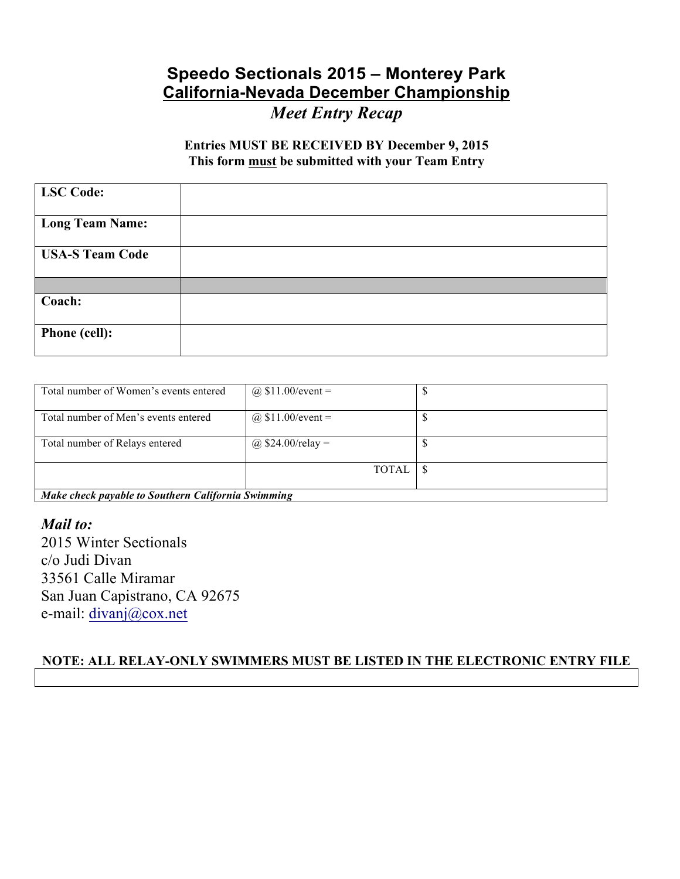# Speedo Sectionals 2015 – Monterey Park

## California-Nevada December Championship

### *Meet Entry Recap*

**Entries MUST BE RECEIVED BY December 9, 2015**
**This form must be submitted with your Team Entry**

| | |
|---|---|
| **LSC Code:** | |
| **Long Team Name:** | |
| **USA-S Team Code** | |
| | |
| **Coach:** | |
| **Phone (cell):** | |

| | | |
|---|---|---|
| Total number of Women's events entered | @ $11.00/event = | $ |
| Total number of Men's events entered | @ $11.00/event = | $ |
| Total number of Relays entered | @ $24.00/relay = | $ |
| | TOTAL | $ |
| ***Make check payable to Southern California Swimming*** | | |

***Mail to:***

2015 Winter Sectionals
c/o Judi Divan
33561 Calle Miramar
San Juan Capistrano, CA 92675
e-mail: divanj@cox.net

**NOTE: ALL RELAY-ONLY SWIMMERS MUST BE LISTED IN THE ELECTRONIC ENTRY FILE**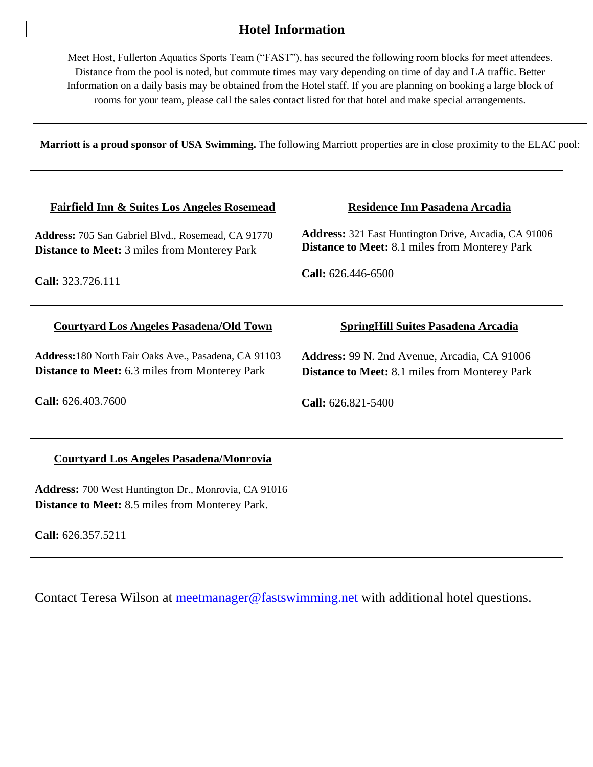# Hotel Information

Meet Host, Fullerton Aquatics Sports Team ("FAST"), has secured the following room blocks for meet attendees. Distance from the pool is noted, but commute times may vary depending on time of day and LA traffic. Better Information on a daily basis may be obtained from the Hotel staff. If you are planning on booking a large block of rooms for your team, please call the sales contact listed for that hotel and make special arrangements.

---

**Marriott is a proud sponsor of USA Swimming.** The following Marriott properties are in close proximity to the ELAC pool:

| | |
|---|---|
| **Fairfield Inn & Suites Los Angeles Rosemead**<br><br>**Address:** 705 San Gabriel Blvd., Rosemead, CA 91770<br>**Distance to Meet:** 3 miles from Monterey Park<br><br>**Call:** 323.726.111 | **Residence Inn Pasadena Arcadia**<br><br>**Address:** 321 East Huntington Drive, Arcadia, CA 91006<br>**Distance to Meet:** 8.1 miles from Monterey Park<br><br>**Call:** 626.446-6500 |
| **Courtyard Los Angeles Pasadena/Old Town**<br><br>**Address:** 180 North Fair Oaks Ave., Pasadena, CA 91103<br>**Distance to Meet:** 6.3 miles from Monterey Park<br><br>**Call:** 626.403.7600 | **SpringHill Suites Pasadena Arcadia**<br><br>**Address:** 99 N. 2nd Avenue, Arcadia, CA 91006<br>**Distance to Meet:** 8.1 miles from Monterey Park<br><br>**Call:** 626.821-5400 |
| **Courtyard Los Angeles Pasadena/Monrovia**<br><br>**Address:** 700 West Huntington Dr., Monrovia, CA 91016<br>**Distance to Meet:** 8.5 miles from Monterey Park.<br><br>**Call:** 626.357.5211 | |

Contact Teresa Wilson at [meetmanager@fastswimming.net](mailto:meetmanager@fastswimming.net) with additional hotel questions.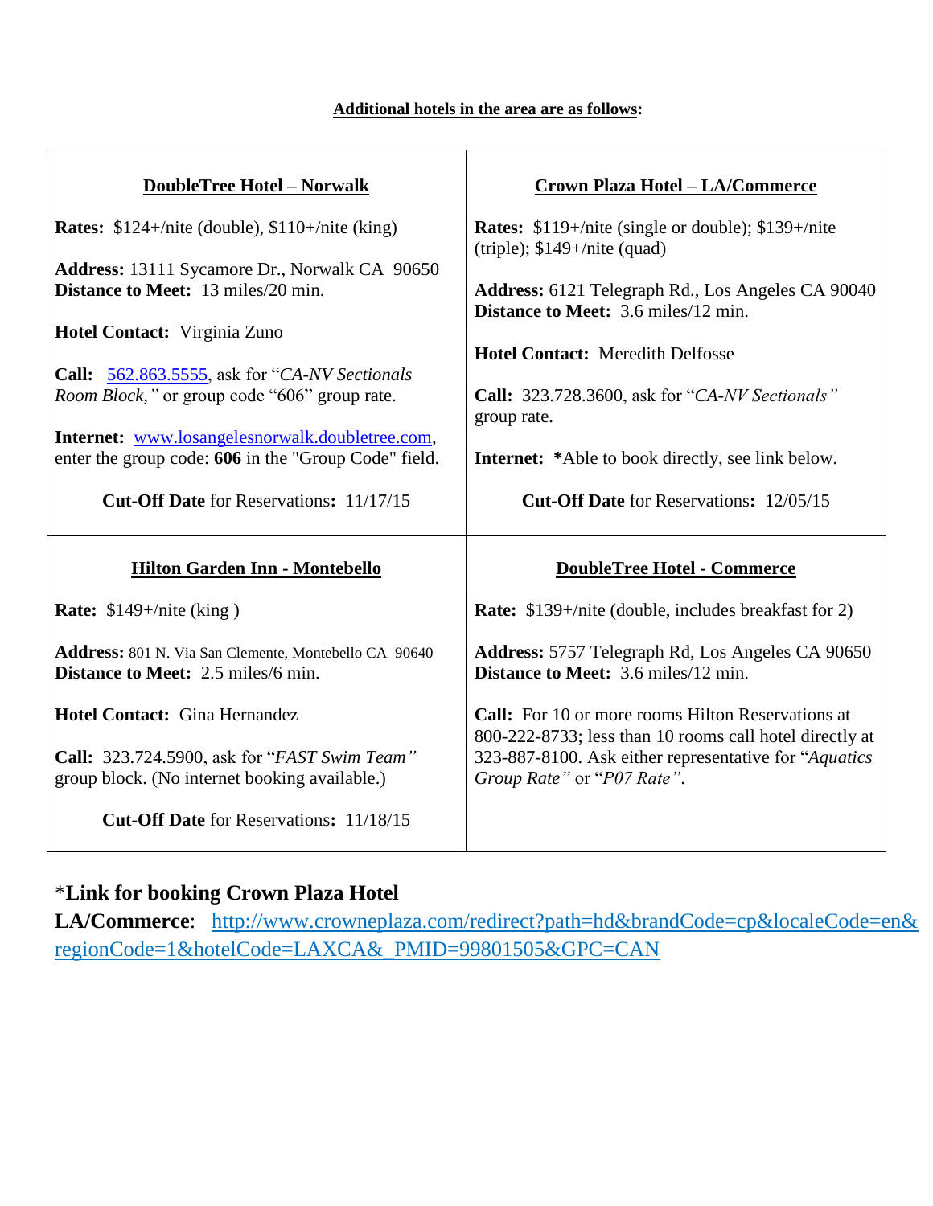**Additional hotels in the area are as follows:**

**DoubleTree Hotel – Norwalk**

**Rates:** $124+/nite (double), $110+/nite (king)

**Address:** 13111 Sycamore Dr., Norwalk CA 90650
**Distance to Meet:** 13 miles/20 min.

**Hotel Contact:** Virginia Zuno

**Call:** 562.863.5555, ask for "*CA-NV Sectionals Room Block,"* or group code "606" group rate.

**Internet:** www.losangelesnorwalk.doubletree.com, enter the group code: **606** in the "Group Code" field.

**Cut-Off Date** for Reservations**:** 11/17/15

**Crown Plaza Hotel – LA/Commerce**

**Rates:** $119+/nite (single or double); $139+/nite (triple); $149+/nite (quad)

**Address:** 6121 Telegraph Rd., Los Angeles CA 90040
**Distance to Meet:** 3.6 miles/12 min.

**Hotel Contact:** Meredith Delfosse

**Call:** 323.728.3600, ask for "*CA-NV Sectionals"* group rate.

**Internet:** ***Able to book directly, see link below.

**Cut-Off Date** for Reservations**:** 12/05/15

**Hilton Garden Inn - Montebello**

**Rate:** $149+/nite (king )

**Address:** 801 N. Via San Clemente, Montebello CA 90640
**Distance to Meet:** 2.5 miles/6 min.

**Hotel Contact:** Gina Hernandez

**Call:** 323.724.5900, ask for "*FAST Swim Team"* group block. (No internet booking available.)

**Cut-Off Date** for Reservations**:** 11/18/15

**DoubleTree Hotel - Commerce**

**Rate:** $139+/nite (double, includes breakfast for 2)

**Address:** 5757 Telegraph Rd, Los Angeles CA 90650
**Distance to Meet:** 3.6 miles/12 min.

**Call:** For 10 or more rooms Hilton Reservations at 800-222-8733; less than 10 rooms call hotel directly at 323-887-8100. Ask either representative for "*Aquatics Group Rate"* or "*P07 Rate"*.

*__Link for booking Crown Plaza Hotel LA/Commerce__: http://www.crowneplaza.com/redirect?path=hd&brandCode=cp&localeCode=en&regionCode=1&hotelCode=LAXCA&_PMID=99801505&GPC=CAN